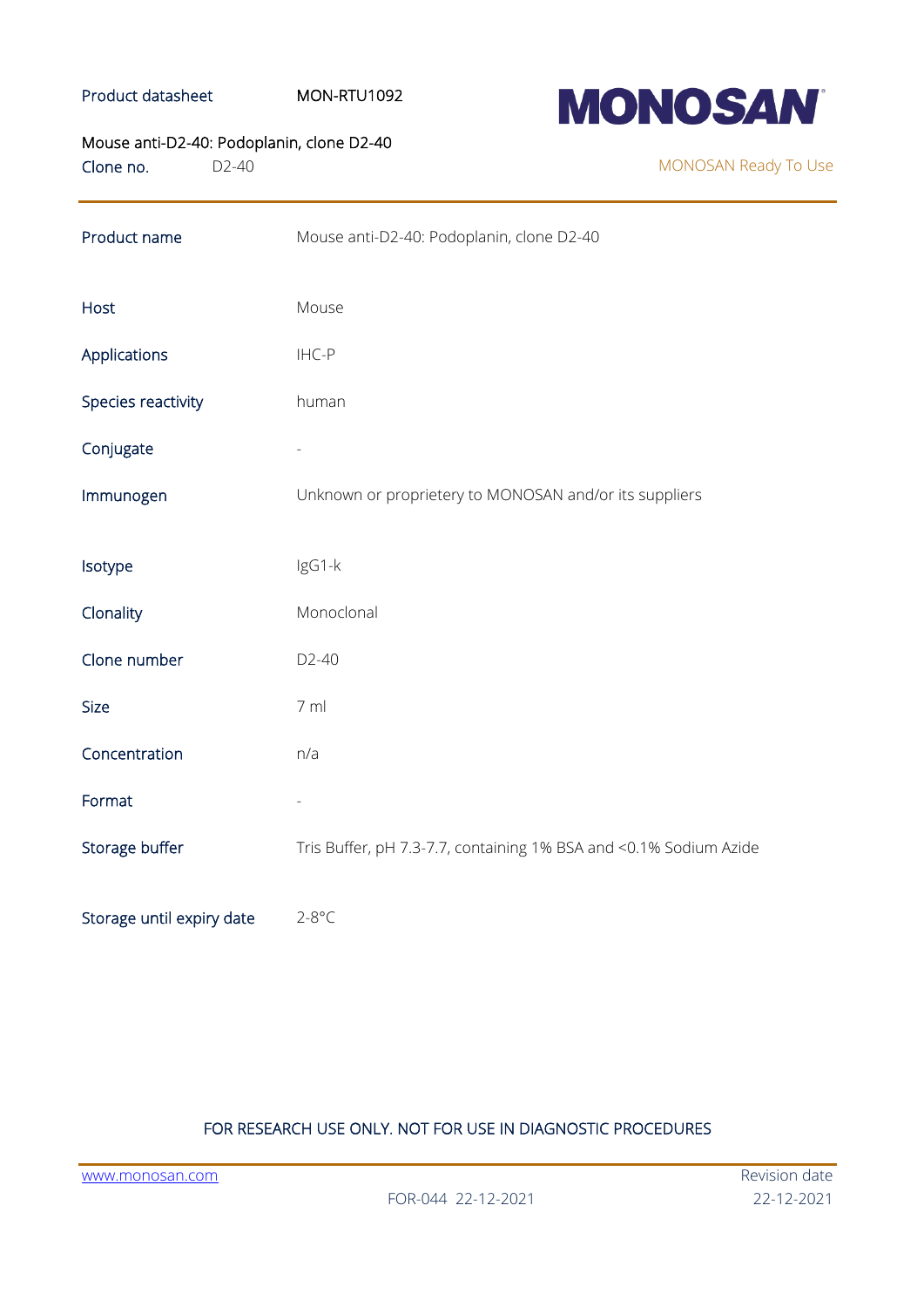Product datasheet MON-RTU1092

**MONOSAN**

Mouse anti-D2-40: Podoplanin, clone D2-40

Clone no. D2-40

MONOSAN Ready To Use

| | |
|---|---|
| Product name | Mouse anti-D2-40: Podoplanin, clone D2-40 |
| Host | Mouse |
| Applications | IHC-P |
| Species reactivity | human |
| Conjugate | - |
| Immunogen | Unknown or proprietery to MONOSAN and/or its suppliers |
| Isotype | IgG1-k |
| Clonality | Monoclonal |
| Clone number | D2-40 |
| Size | 7 ml |
| Concentration | n/a |
| Format | - |
| Storage buffer | Tris Buffer, pH 7.3-7.7, containing 1% BSA and <0.1% Sodium Azide |
| Storage until expiry date | 2-8°C |

FOR RESEARCH USE ONLY. NOT FOR USE IN DIAGNOSTIC PROCEDURES

www.monosan.com

FOR-044 22-12-2021

Revision date 22-12-2021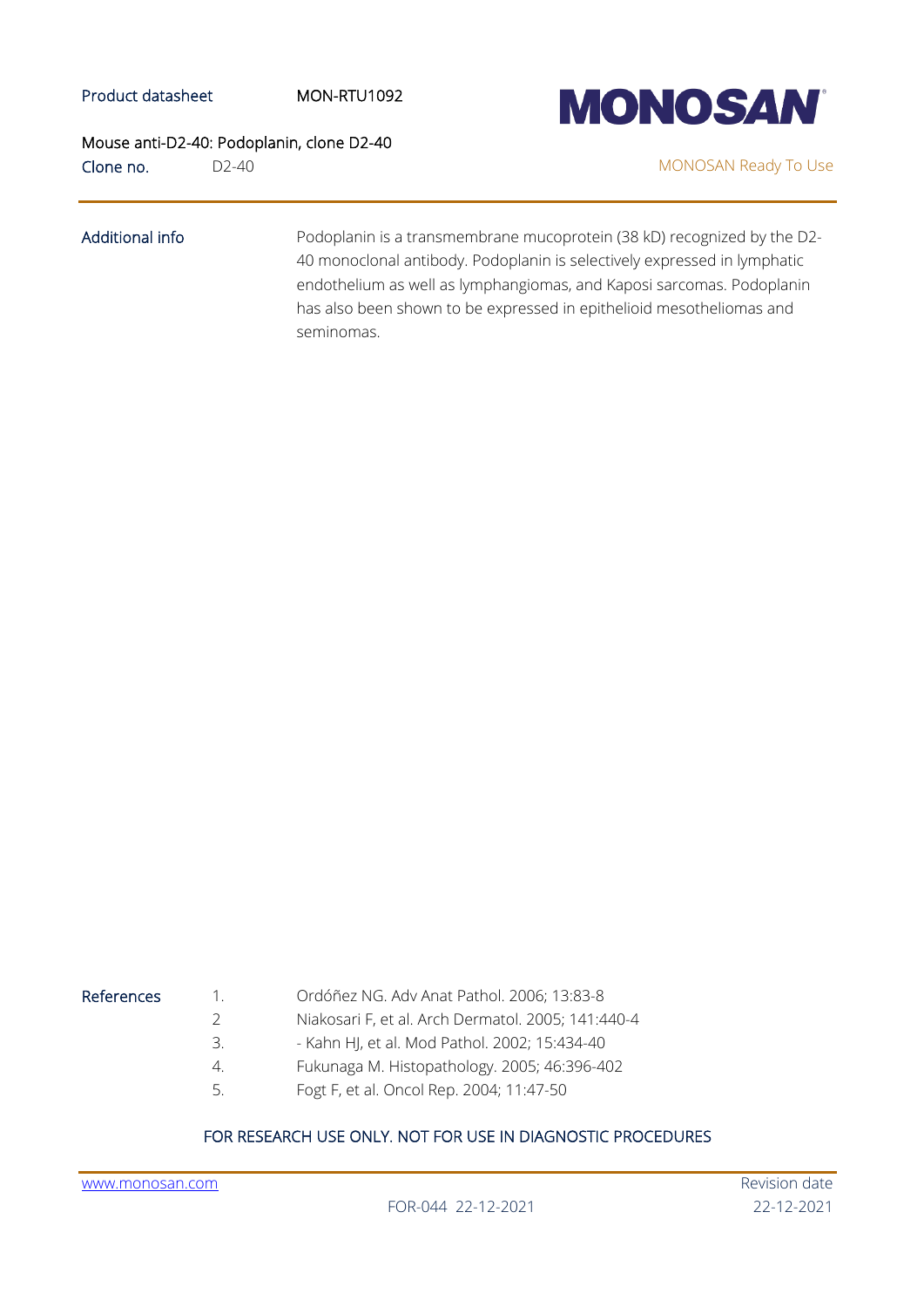Product datasheet MON-RTU1092

Mouse anti-D2-40: Podoplanin, clone D2-40

Clone no. D2-40

MONOSAN Ready To Use

## Additional info

Podoplanin is a transmembrane mucoprotein (38 kD) recognized by the D2-40 monoclonal antibody. Podoplanin is selectively expressed in lymphatic endothelium as well as lymphangiomas, and Kaposi sarcomas. Podoplanin has also been shown to be expressed in epithelioid mesotheliomas and seminomas.

## References

1. Ordóñez NG. Adv Anat Pathol. 2006; 13:83-8
2. Niakosari F, et al. Arch Dermatol. 2005; 141:440-4
3. - Kahn HJ, et al. Mod Pathol. 2002; 15:434-40
4. Fukunaga M. Histopathology. 2005; 46:396-402
5. Fogt F, et al. Oncol Rep. 2004; 11:47-50

FOR RESEARCH USE ONLY. NOT FOR USE IN DIAGNOSTIC PROCEDURES

www.monosan.com

FOR-044 22-12-2021

Revision date 22-12-2021